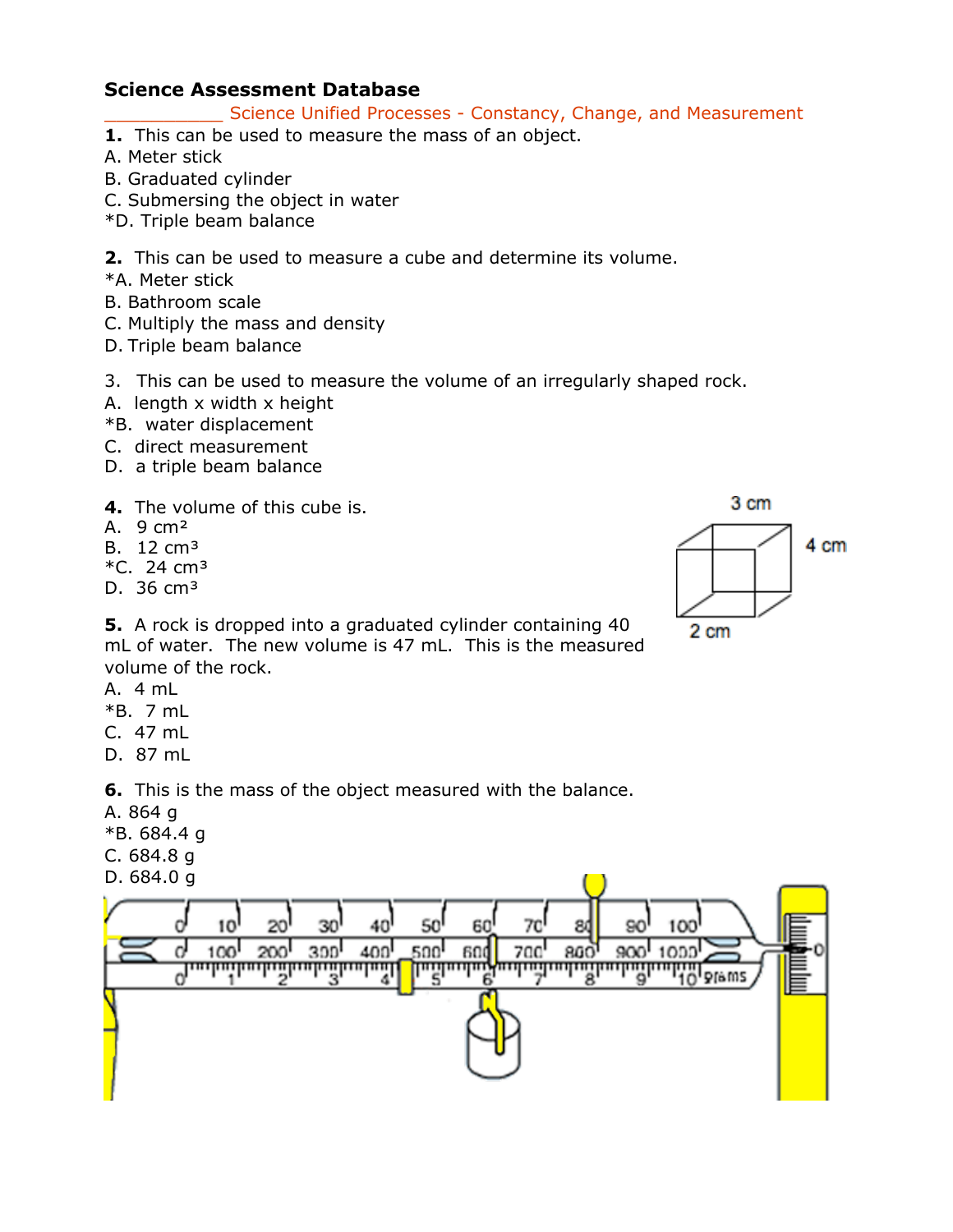# Science Assessment Database

___________ Science Unified Processes - Constancy, Change, and Measurement

**1.** This can be used to measure the mass of an object.
A. Meter stick
B. Graduated cylinder
C. Submersing the object in water
*D. Triple beam balance

**2.** This can be used to measure a cube and determine its volume.
*A. Meter stick
B. Bathroom scale
C. Multiply the mass and density
D. Triple beam balance

3. This can be used to measure the volume of an irregularly shaped rock.
A. length x width x height
*B. water displacement
C. direct measurement
D. a triple beam balance

**4.** The volume of this cube is.
A. 9 $cm^2$
B. 12 $cm^3$
*C. 24 $cm^3$
D. 36 $cm^3$

3 cm
4 cm
2 cm

**5.** A rock is dropped into a graduated cylinder containing 40 mL of water. The new volume is 47 mL. This is the measured volume of the rock.
A. 4 mL
*B. 7 mL
C. 47 mL
D. 87 mL

**6.** This is the mass of the object measured with the balance.
A. 864 g
*B. 684.4 g
C. 684.8 g
D. 684.0 g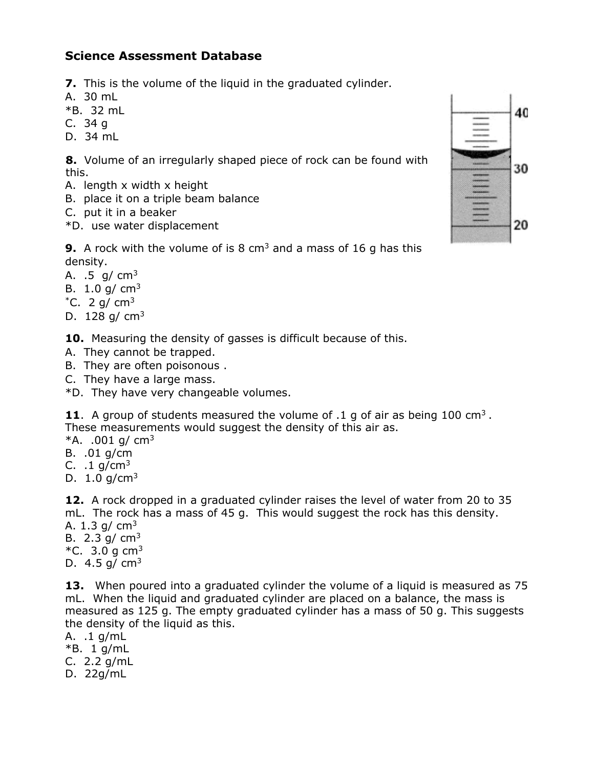## Science Assessment Database

**7.** This is the volume of the liquid in the graduated cylinder.
A. 30 mL
*B. 32 mL
C. 34 g
D. 34 mL

**8.** Volume of an irregularly shaped piece of rock can be found with this.
A. length x width x height
B. place it on a triple beam balance
C. put it in a beaker
*D. use water displacement

**9.** A rock with the volume of is 8 $cm^3$ and a mass of 16 g has this density.
A. .5 g/ $cm^3$
B. 1.0 g/ $cm^3$
*C. 2 g/ $cm^3$
D. 128 g/ $cm^3$

**10.** Measuring the density of gasses is difficult because of this.
A. They cannot be trapped.
B. They are often poisonous .
C. They have a large mass.
*D. They have very changeable volumes.

**11**. A group of students measured the volume of .1 g of air as being 100 $cm^3$ . These measurements would suggest the density of this air as.
*A. .001 g/ $cm^3$
B. .01 g/cm
C. .1 g/$cm^3$
D. 1.0 g/$cm^3$

**12.** A rock dropped in a graduated cylinder raises the level of water from 20 to 35 mL. The rock has a mass of 45 g. This would suggest the rock has this density.
A. 1.3 g/ $cm^3$
B. 2.3 g/ $cm^3$
*C. 3.0 g $cm^3$
D. 4.5 g/ $cm^3$

**13.** When poured into a graduated cylinder the volume of a liquid is measured as 75 mL. When the liquid and graduated cylinder are placed on a balance, the mass is measured as 125 g. The empty graduated cylinder has a mass of 50 g. This suggests the density of the liquid as this.
A. .1 g/mL
*B. 1 g/mL
C. 2.2 g/mL
D. 22g/mL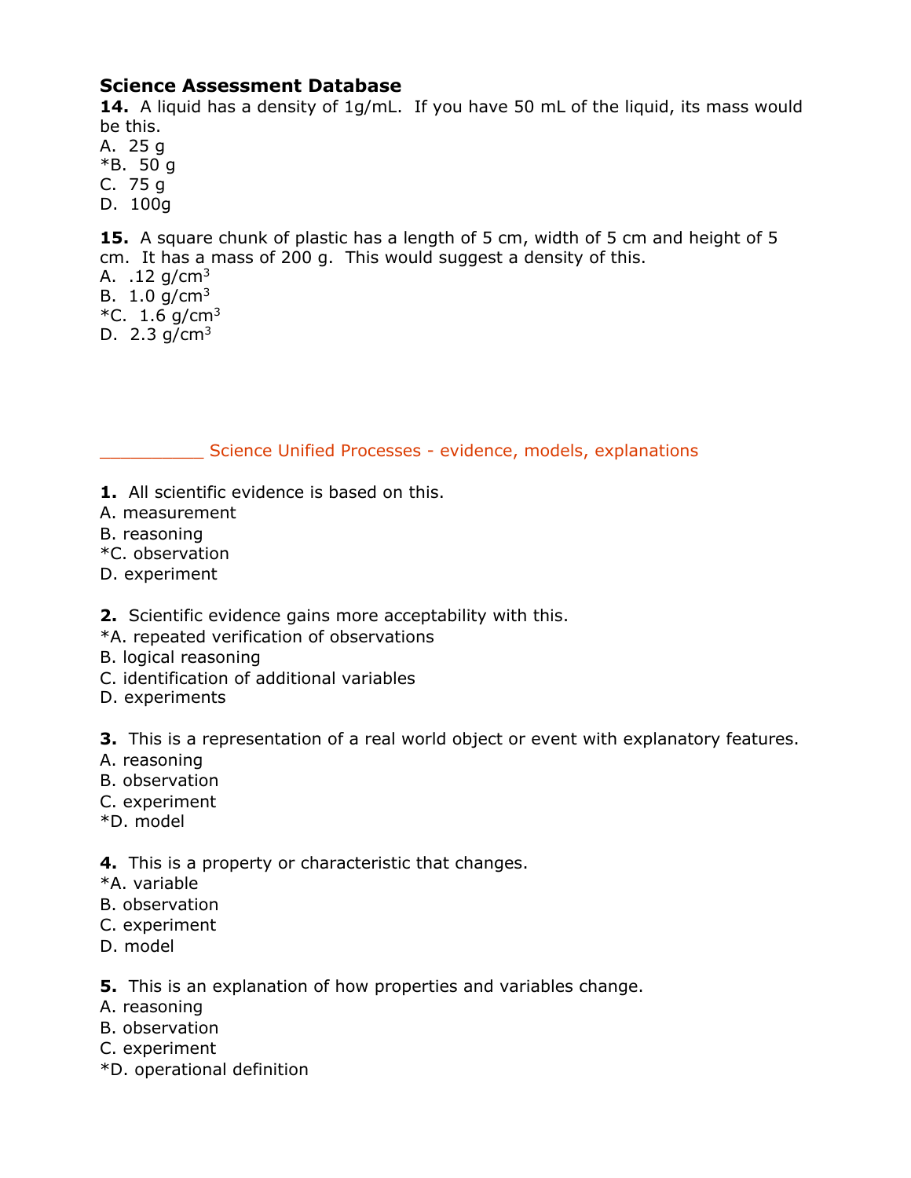**Science Assessment Database**

**14.** A liquid has a density of 1g/mL. If you have 50 mL of the liquid, its mass would be this.
A. 25 g
*B. 50 g
C. 75 g
D. 100g

**15.** A square chunk of plastic has a length of 5 cm, width of 5 cm and height of 5 cm. It has a mass of 200 g. This would suggest a density of this.
A. .12 g/cm$^3$
B. 1.0 g/cm$^3$
*C. 1.6 g/cm$^3$
D. 2.3 g/cm$^3$

__________ Science Unified Processes - evidence, models, explanations

**1.** All scientific evidence is based on this.
A. measurement
B. reasoning
*C. observation
D. experiment

**2.** Scientific evidence gains more acceptability with this.
*A. repeated verification of observations
B. logical reasoning
C. identification of additional variables
D. experiments

**3.** This is a representation of a real world object or event with explanatory features.
A. reasoning
B. observation
C. experiment
*D. model

**4.** This is a property or characteristic that changes.
*A. variable
B. observation
C. experiment
D. model

**5.** This is an explanation of how properties and variables change.
A. reasoning
B. observation
C. experiment
*D. operational definition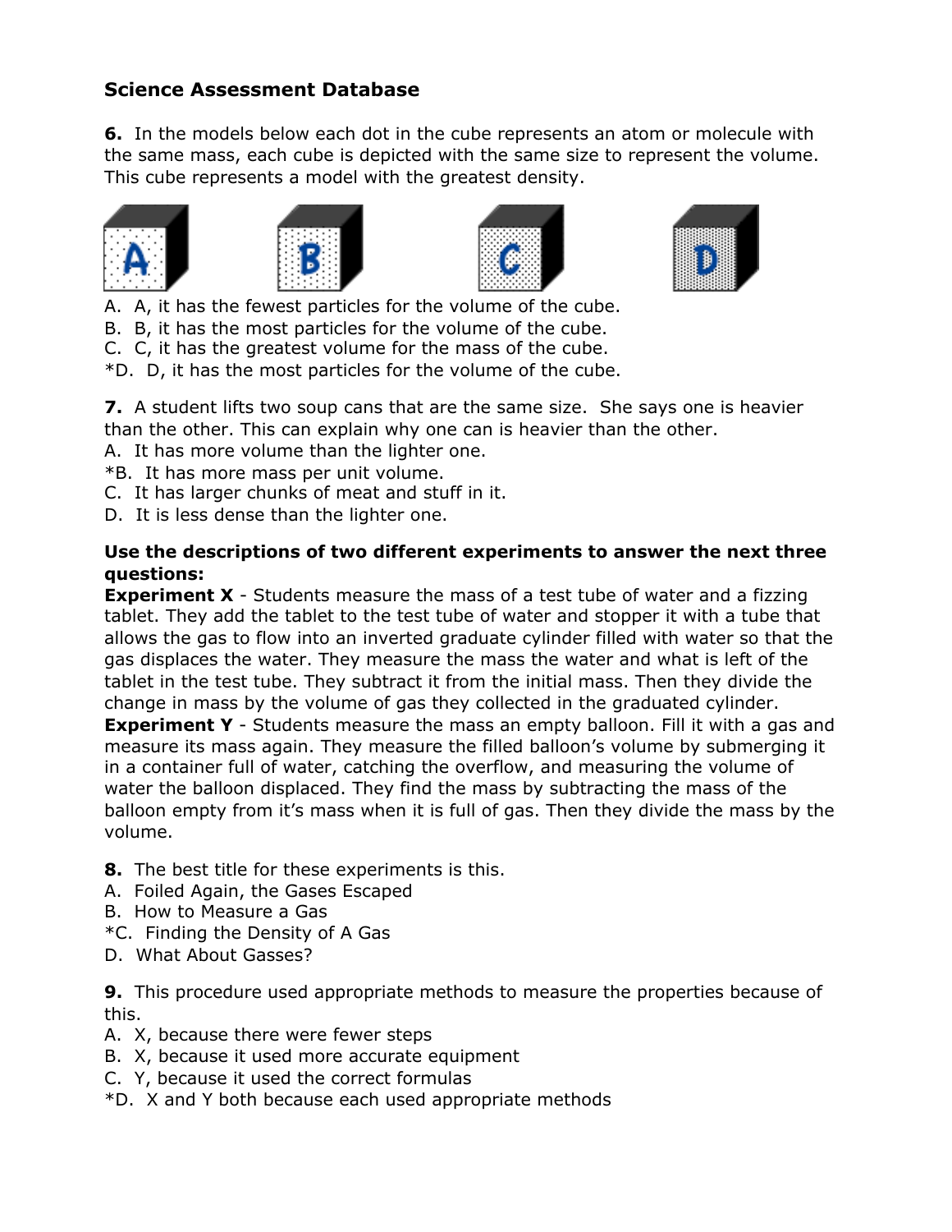## Science Assessment Database

**6.** In the models below each dot in the cube represents an atom or molecule with the same mass, each cube is depicted with the same size to represent the volume. This cube represents a model with the greatest density.

A. A, it has the fewest particles for the volume of the cube.
B. B, it has the most particles for the volume of the cube.
C. C, it has the greatest volume for the mass of the cube.
*D. D, it has the most particles for the volume of the cube.

**7.** A student lifts two soup cans that are the same size. She says one is heavier than the other. This can explain why one can is heavier than the other.
A. It has more volume than the lighter one.
*B. It has more mass per unit volume.
C. It has larger chunks of meat and stuff in it.
D. It is less dense than the lighter one.

**Use the descriptions of two different experiments to answer the next three questions:**
**Experiment X** - Students measure the mass of a test tube of water and a fizzing tablet. They add the tablet to the test tube of water and stopper it with a tube that allows the gas to flow into an inverted graduate cylinder filled with water so that the gas displaces the water. They measure the mass the water and what is left of the tablet in the test tube. They subtract it from the initial mass. Then they divide the change in mass by the volume of gas they collected in the graduated cylinder.
**Experiment Y** - Students measure the mass an empty balloon. Fill it with a gas and measure its mass again. They measure the filled balloon's volume by submerging it in a container full of water, catching the overflow, and measuring the volume of water the balloon displaced. They find the mass by subtracting the mass of the balloon empty from it's mass when it is full of gas. Then they divide the mass by the volume.

**8.** The best title for these experiments is this.
A. Foiled Again, the Gases Escaped
B. How to Measure a Gas
*C. Finding the Density of A Gas
D. What About Gasses?

**9.** This procedure used appropriate methods to measure the properties because of this.
A. X, because there were fewer steps
B. X, because it used more accurate equipment
C. Y, because it used the correct formulas
*D. X and Y both because each used appropriate methods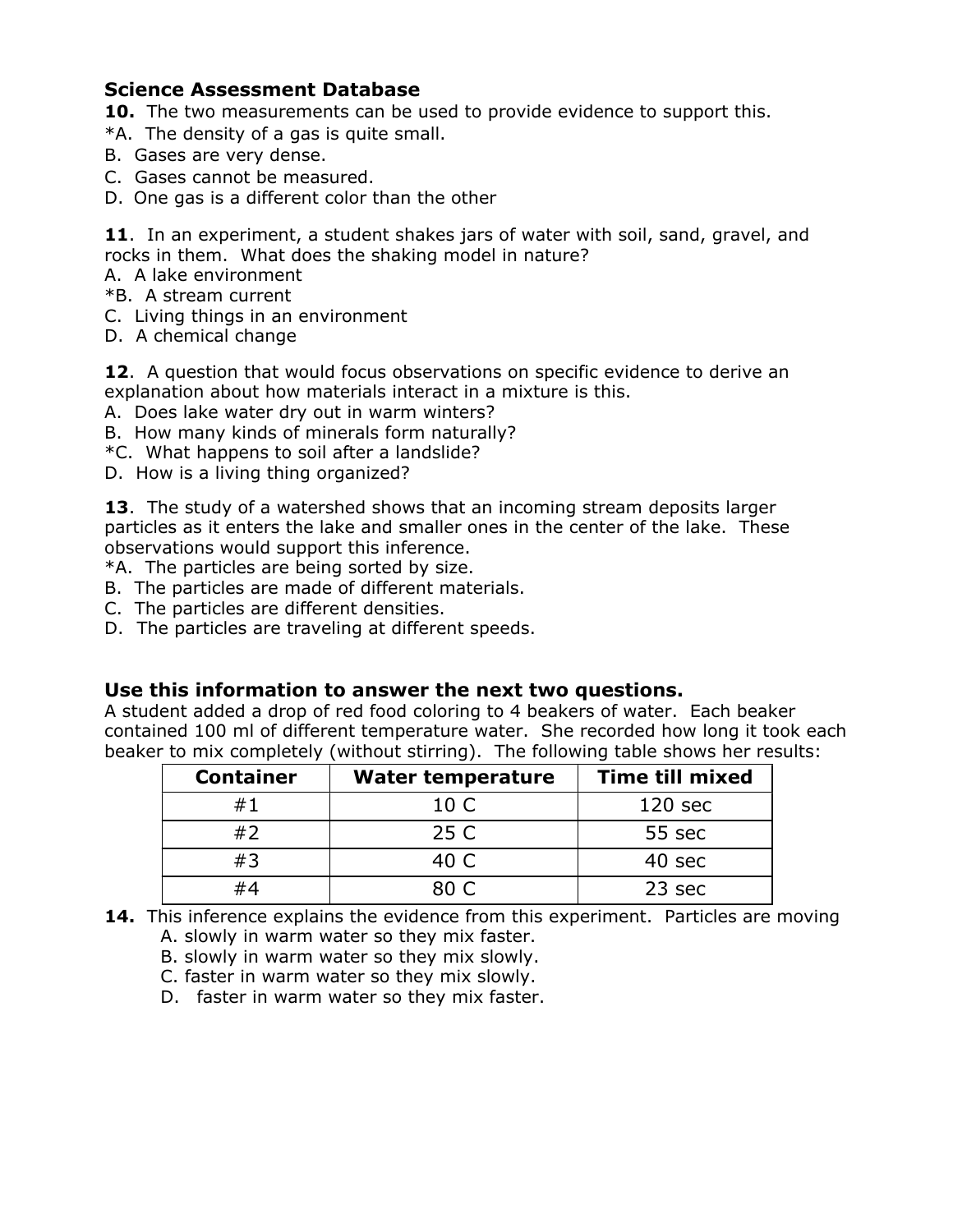## Science Assessment Database

**10.** The two measurements can be used to provide evidence to support this.

*A. The density of a gas is quite small.
B. Gases are very dense.
C. Gases cannot be measured.
D. One gas is a different color than the other

**11**. In an experiment, a student shakes jars of water with soil, sand, gravel, and rocks in them. What does the shaking model in nature?

A. A lake environment
*B. A stream current
C. Living things in an environment
D. A chemical change

**12**. A question that would focus observations on specific evidence to derive an explanation about how materials interact in a mixture is this.

A. Does lake water dry out in warm winters?
B. How many kinds of minerals form naturally?
*C. What happens to soil after a landslide?
D. How is a living thing organized?

**13**. The study of a watershed shows that an incoming stream deposits larger particles as it enters the lake and smaller ones in the center of the lake. These observations would support this inference.

*A. The particles are being sorted by size.
B. The particles are made of different materials.
C. The particles are different densities.
D. The particles are traveling at different speeds.

### Use this information to answer the next two questions.

A student added a drop of red food coloring to 4 beakers of water. Each beaker contained 100 ml of different temperature water. She recorded how long it took each beaker to mix completely (without stirring). The following table shows her results:

| Container | Water temperature | Time till mixed |
|---|---|---|
| #1 | 10 C | 120 sec |
| #2 | 25 C | 55 sec |
| #3 | 40 C | 40 sec |
| #4 | 80 C | 23 sec |

**14.** This inference explains the evidence from this experiment. Particles are moving

A. slowly in warm water so they mix faster.
B. slowly in warm water so they mix slowly.
C. faster in warm water so they mix slowly.
D. faster in warm water so they mix faster.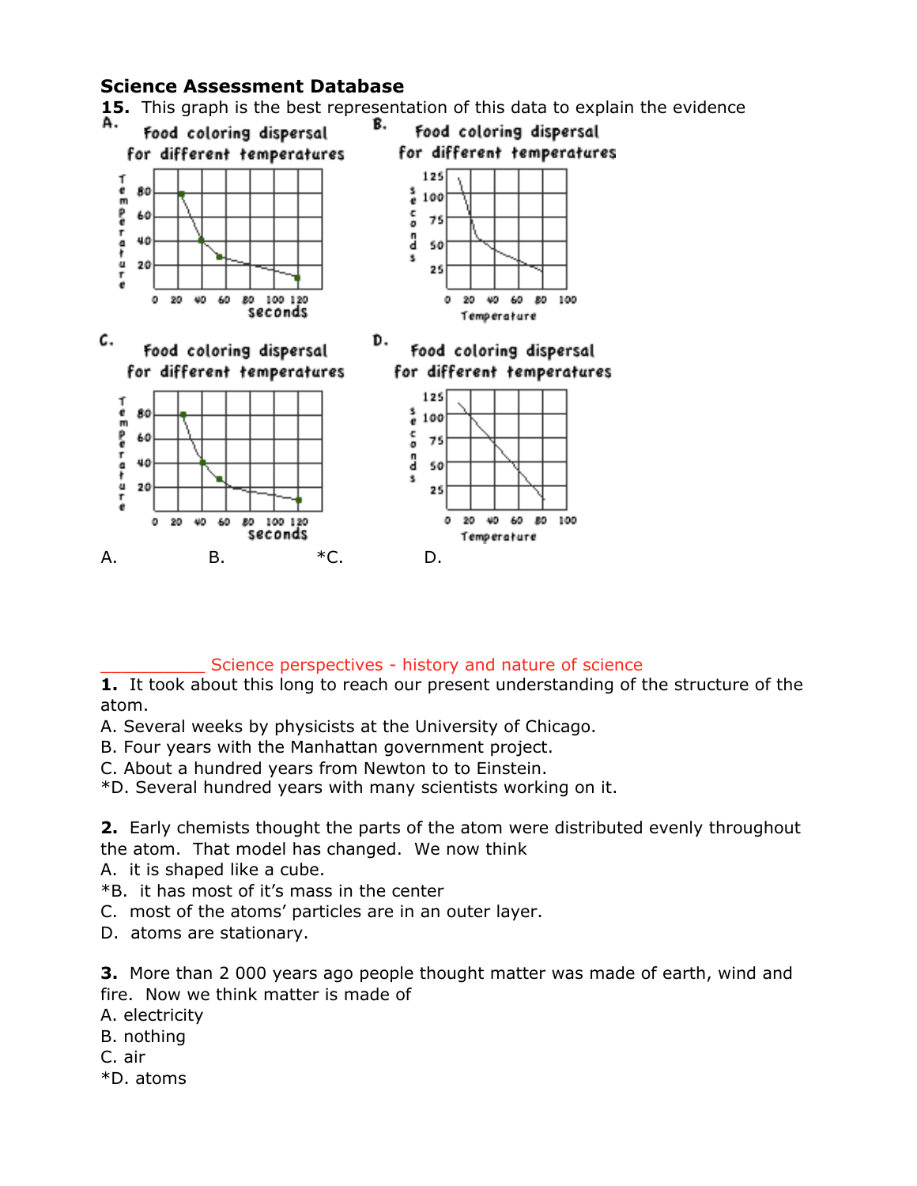**Science Assessment Database**

**15.** This graph is the best representation of this data to explain the evidence

A. Food coloring dispersal for different temperatures

B. Food coloring dispersal for different temperatures

C. Food coloring dispersal for different temperatures

D. Food coloring dispersal for different temperatures

A. B. *C. D.

\_\_\_\_\_\_\_\_\_\_ Science perspectives - history and nature of science

**1.** It took about this long to reach our present understanding of the structure of the atom.

A. Several weeks by physicists at the University of Chicago.
B. Four years with the Manhattan government project.
C. About a hundred years from Newton to to Einstein.
*D. Several hundred years with many scientists working on it.

**2.** Early chemists thought the parts of the atom were distributed evenly throughout the atom. That model has changed. We now think

A. it is shaped like a cube.
*B. it has most of it's mass in the center
C. most of the atoms' particles are in an outer layer.
D. atoms are stationary.

**3.** More than 2 000 years ago people thought matter was made of earth, wind and fire. Now we think matter is made of

A. electricity
B. nothing
C. air
*D. atoms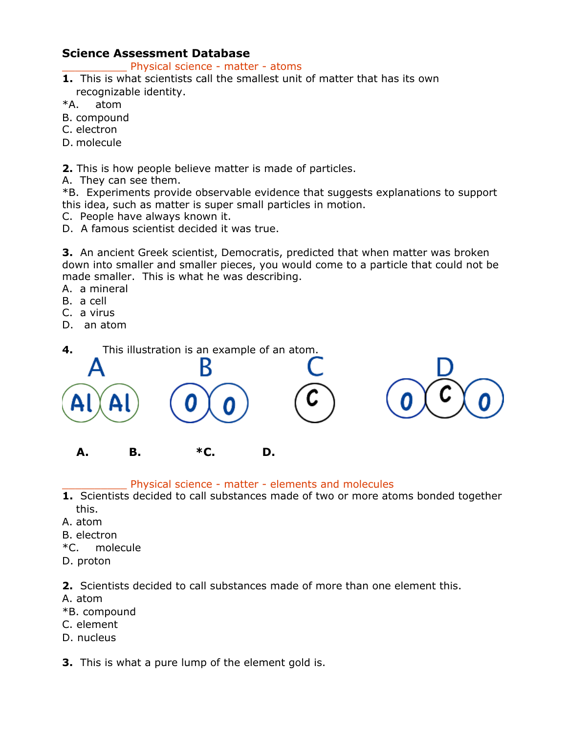# Science Assessment Database

__________ Physical science - matter - atoms

**1.** This is what scientists call the smallest unit of matter that has its own recognizable identity.

*A. atom
B. compound
C. electron
D. molecule

**2.** This is how people believe matter is made of particles.

A. They can see them.
*B. Experiments provide observable evidence that suggests explanations to support this idea, such as matter is super small particles in motion.
C. People have always known it.
D. A famous scientist decided it was true.

**3.** An ancient Greek scientist, Democratis, predicted that when matter was broken down into smaller and smaller pieces, you would come to a particle that could not be made smaller. This is what he was describing.

A. a mineral
B. a cell
C. a virus
D. an atom

**4.** This illustration is an example of an atom.

A: Al Al    B: O O    C: C    D: O C O

**A.** **B.** ***C.** **D.**

__________ Physical science - matter - elements and molecules

**1.** Scientists decided to call substances made of two or more atoms bonded together this.

A. atom
B. electron
*C. molecule
D. proton

**2.** Scientists decided to call substances made of more than one element this.

A. atom
*B. compound
C. element
D. nucleus

**3.** This is what a pure lump of the element gold is.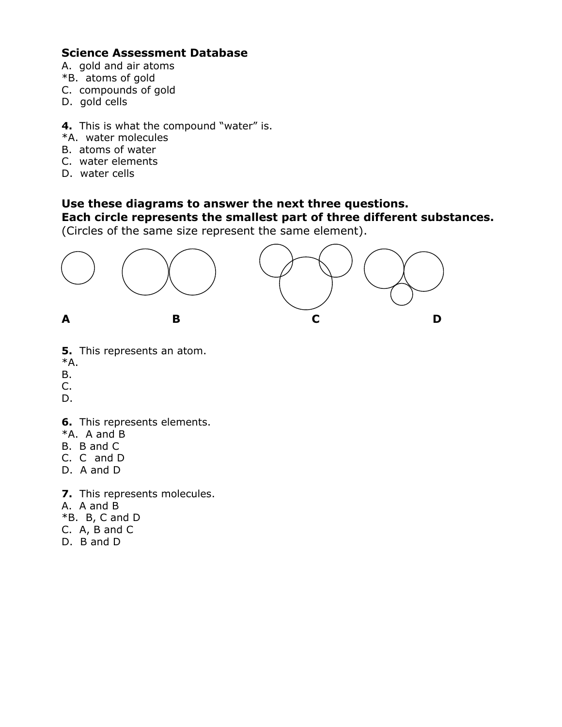**Science Assessment Database**

A. gold and air atoms
*B. atoms of gold
C. compounds of gold
D. gold cells

**4.** This is what the compound "water" is.
*A. water molecules
B. atoms of water
C. water elements
D. water cells

**Use these diagrams to answer the next three questions.**
**Each circle represents the smallest part of three different substances.**
(Circles of the same size represent the same element).

**A** **B** **C** **D**

**5.** This represents an atom.
*A.
B.
C.
D.

**6.** This represents elements.
*A. A and B
B. B and C
C. C and D
D. A and D

**7.** This represents molecules.
A. A and B
*B. B, C and D
C. A, B and C
D. B and D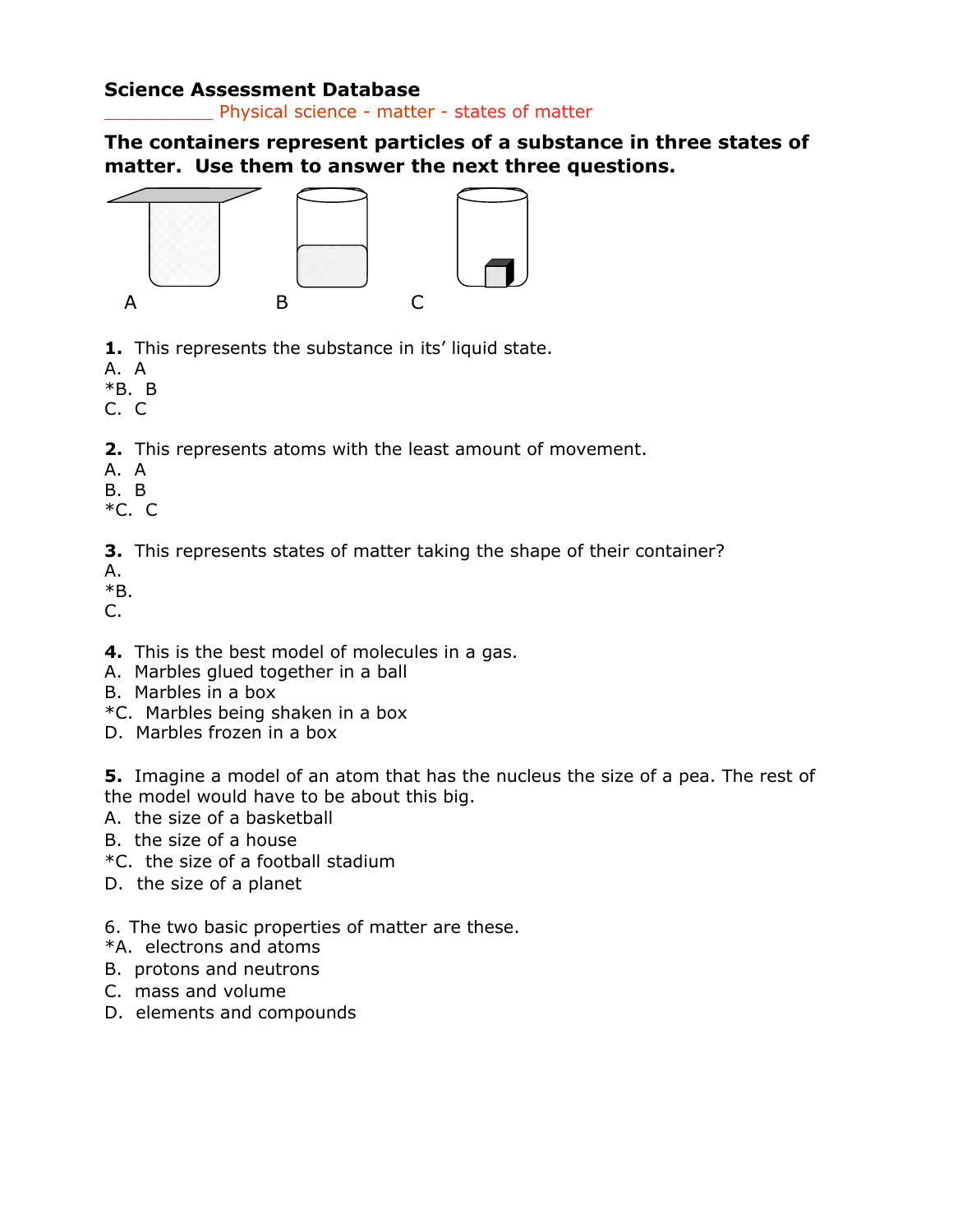**Science Assessment Database**

__________ Physical science - matter - states of matter

**The containers represent particles of a substance in three states of matter. Use them to answer the next three questions.**

A B C

**1.** This represents the substance in its' liquid state.
A. A
*B. B
C. C

**2.** This represents atoms with the least amount of movement.
A. A
B. B
*C. C

**3.** This represents states of matter taking the shape of their container?
A.
*B.
C.

**4.** This is the best model of molecules in a gas.
A. Marbles glued together in a ball
B. Marbles in a box
*C. Marbles being shaken in a box
D. Marbles frozen in a box

**5.** Imagine a model of an atom that has the nucleus the size of a pea. The rest of the model would have to be about this big.
A. the size of a basketball
B. the size of a house
*C. the size of a football stadium
D. the size of a planet

6. The two basic properties of matter are these.
*A. electrons and atoms
B. protons and neutrons
C. mass and volume
D. elements and compounds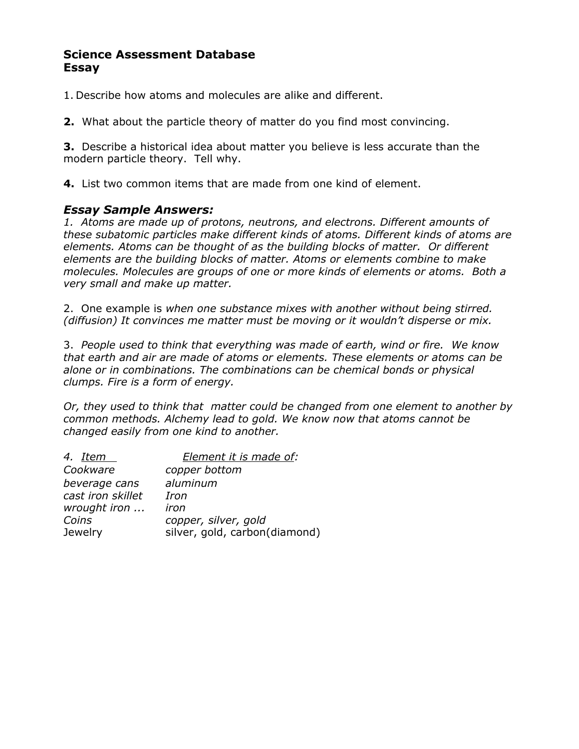# Science Assessment Database
## Essay

1. Describe how atoms and molecules are alike and different.

**2.** What about the particle theory of matter do you find most convincing.

**3.** Describe a historical idea about matter you believe is less accurate than the modern particle theory. Tell why.

**4.** List two common items that are made from one kind of element.

### *Essay Sample Answers:*

1. *Atoms are made up of protons, neutrons, and electrons. Different amounts of these subatomic particles make different kinds of atoms. Different kinds of atoms are elements. Atoms can be thought of as the building blocks of matter. Or different elements are the building blocks of matter. Atoms or elements combine to make molecules. Molecules are groups of one or more kinds of elements or atoms. Both a very small and make up matter.*

2. One example is *when one substance mixes with another without being stirred. (diffusion) It convinces me matter must be moving or it wouldn't disperse or mix.*

3. *People used to think that everything was made of earth, wind or fire. We know that earth and air are made of atoms or elements. These elements or atoms can be alone or in combinations. The combinations can be chemical bonds or physical clumps. Fire is a form of energy.*

*Or, they used to think that matter could be changed from one element to another by common methods. Alchemy lead to gold. We know now that atoms cannot be changed easily from one kind to another.*

| *4. Item* | *Element it is made of:* |
|---|---|
| *Cookware* | *copper bottom* |
| *beverage cans* | *aluminum* |
| *cast iron skillet* | *Iron* |
| *wrought iron ...* | *iron* |
| *Coins* | *copper, silver, gold* |
| Jewelry | silver, gold, carbon(diamond) |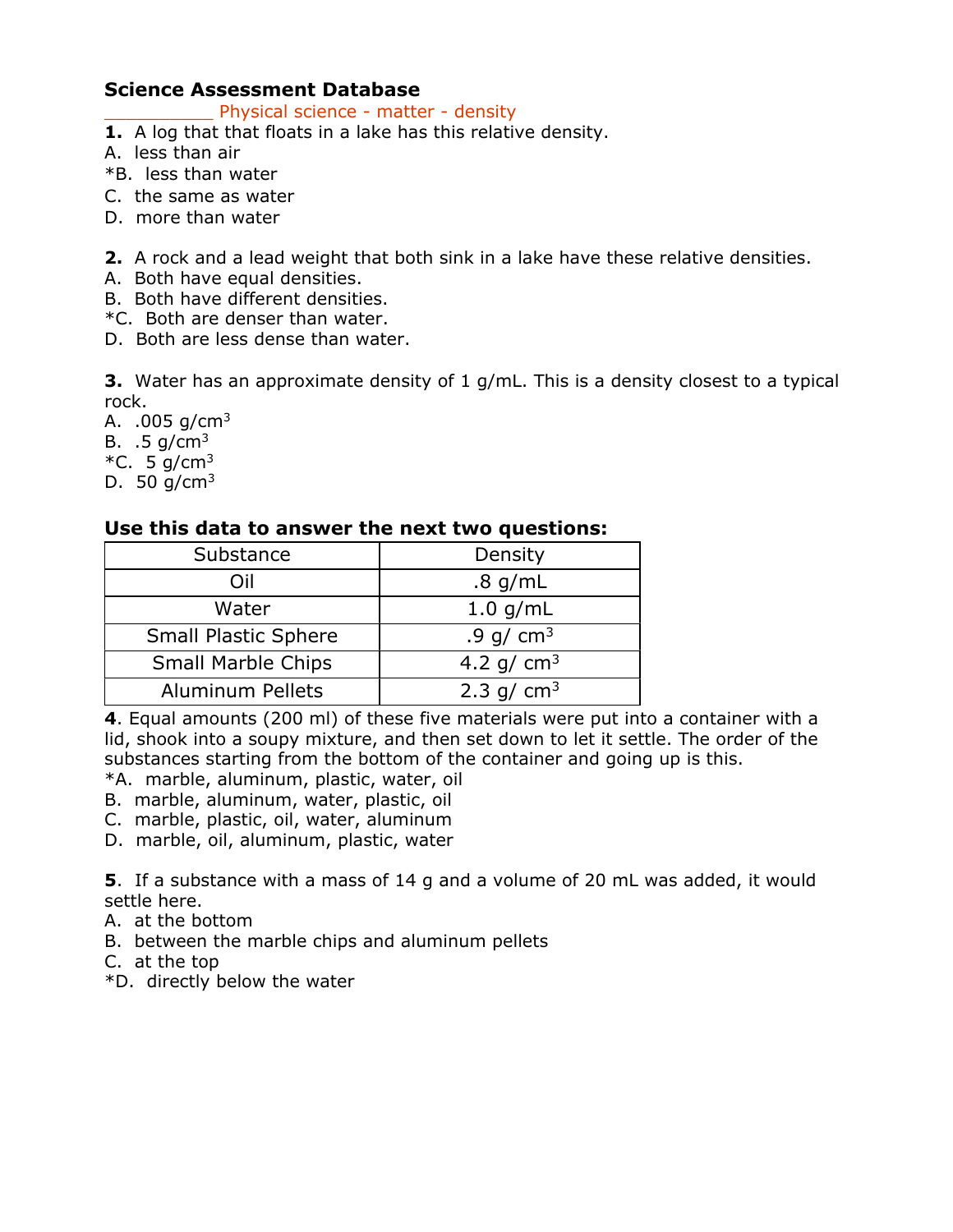**Science Assessment Database**

__________ Physical science - matter - density

**1.** A log that that floats in a lake has this relative density.
A. less than air
*B. less than water
C. the same as water
D. more than water

**2.** A rock and a lead weight that both sink in a lake have these relative densities.
A. Both have equal densities.
B. Both have different densities.
*C. Both are denser than water.
D. Both are less dense than water.

**3.** Water has an approximate density of 1 g/mL. This is a density closest to a typical rock.
A. .005 g/cm$^3$
B. .5 g/cm$^3$
*C. 5 g/cm$^3$
D. 50 g/cm$^3$

**Use this data to answer the next two questions:**

| Substance | Density |
|---|---|
| Oil | .8 g/mL |
| Water | 1.0 g/mL |
| Small Plastic Sphere | .9 g/ cm$^3$ |
| Small Marble Chips | 4.2 g/ cm$^3$ |
| Aluminum Pellets | 2.3 g/ cm$^3$ |

**4**. Equal amounts (200 ml) of these five materials were put into a container with a lid, shook into a soupy mixture, and then set down to let it settle. The order of the substances starting from the bottom of the container and going up is this.
*A. marble, aluminum, plastic, water, oil
B. marble, aluminum, water, plastic, oil
C. marble, plastic, oil, water, aluminum
D. marble, oil, aluminum, plastic, water

**5**. If a substance with a mass of 14 g and a volume of 20 mL was added, it would settle here.
A. at the bottom
B. between the marble chips and aluminum pellets
C. at the top
*D. directly below the water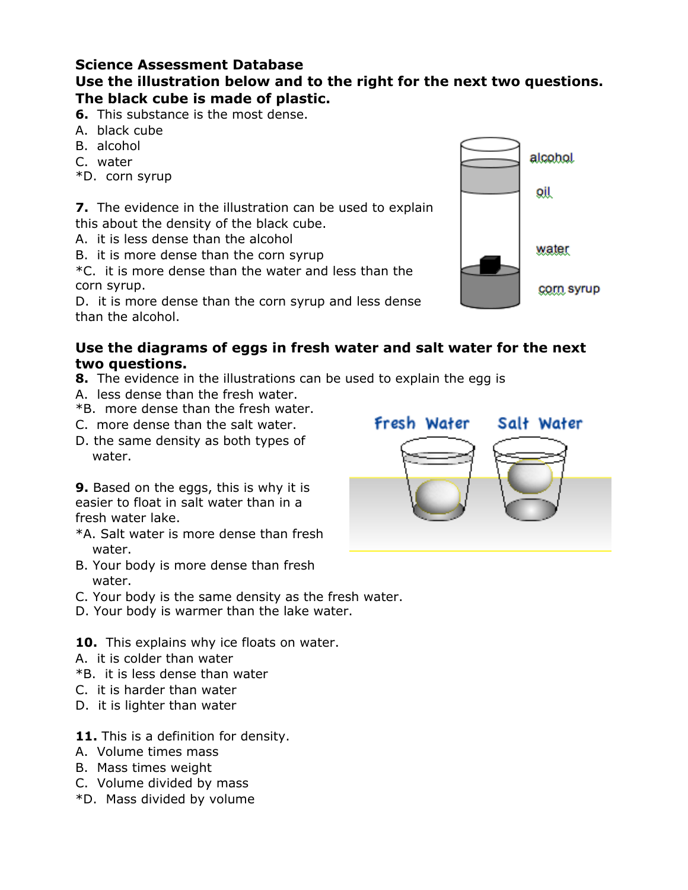**Science Assessment Database**

**Use the illustration below and to the right for the next two questions. The black cube is made of plastic.**

**6.** This substance is the most dense.

A. black cube
B. alcohol
C. water
*D. corn syrup

**7.** The evidence in the illustration can be used to explain this about the density of the black cube.

A. it is less dense than the alcohol
B. it is more dense than the corn syrup
*C. it is more dense than the water and less than the corn syrup.
D. it is more dense than the corn syrup and less dense than the alcohol.

**Use the diagrams of eggs in fresh water and salt water for the next two questions.**

**8.** The evidence in the illustrations can be used to explain the egg is

A. less dense than the fresh water.
*B. more dense than the fresh water.
C. more dense than the salt water.
D. the same density as both types of water.

**9.** Based on the eggs, this is why it is easier to float in salt water than in a fresh water lake.

*A. Salt water is more dense than fresh water.
B. Your body is more dense than fresh water.
C. Your body is the same density as the fresh water.
D. Your body is warmer than the lake water.

**10.** This explains why ice floats on water.

A. it is colder than water
*B. it is less dense than water
C. it is harder than water
D. it is lighter than water

**11.** This is a definition for density.

A. Volume times mass
B. Mass times weight
C. Volume divided by mass
*D. Mass divided by volume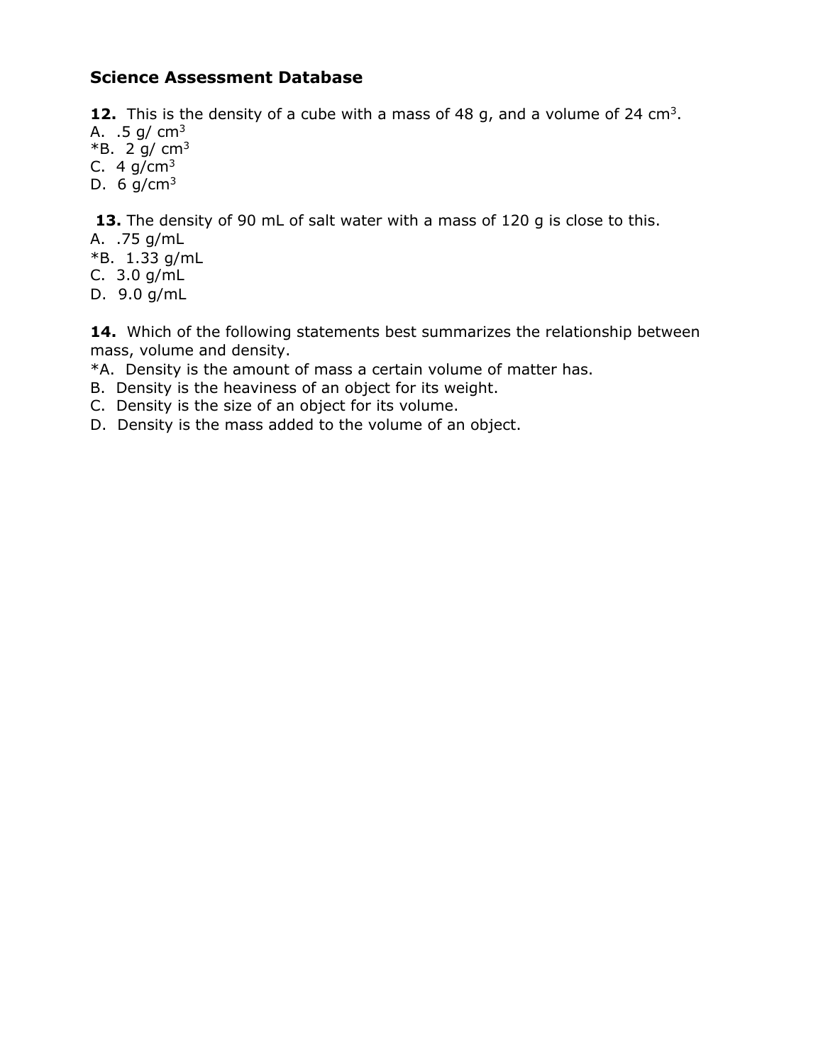## Science Assessment Database

**12.** This is the density of a cube with a mass of 48 g, and a volume of 24 $cm^3$.

A. .5 g/ $cm^3$
*B. 2 g/ $cm^3$
C. 4 g/$cm^3$
D. 6 g/$cm^3$

**13.** The density of 90 mL of salt water with a mass of 120 g is close to this.

A. .75 g/mL
*B. 1.33 g/mL
C. 3.0 g/mL
D. 9.0 g/mL

**14.** Which of the following statements best summarizes the relationship between mass, volume and density.

*A. Density is the amount of mass a certain volume of matter has.
B. Density is the heaviness of an object for its weight.
C. Density is the size of an object for its volume.
D. Density is the mass added to the volume of an object.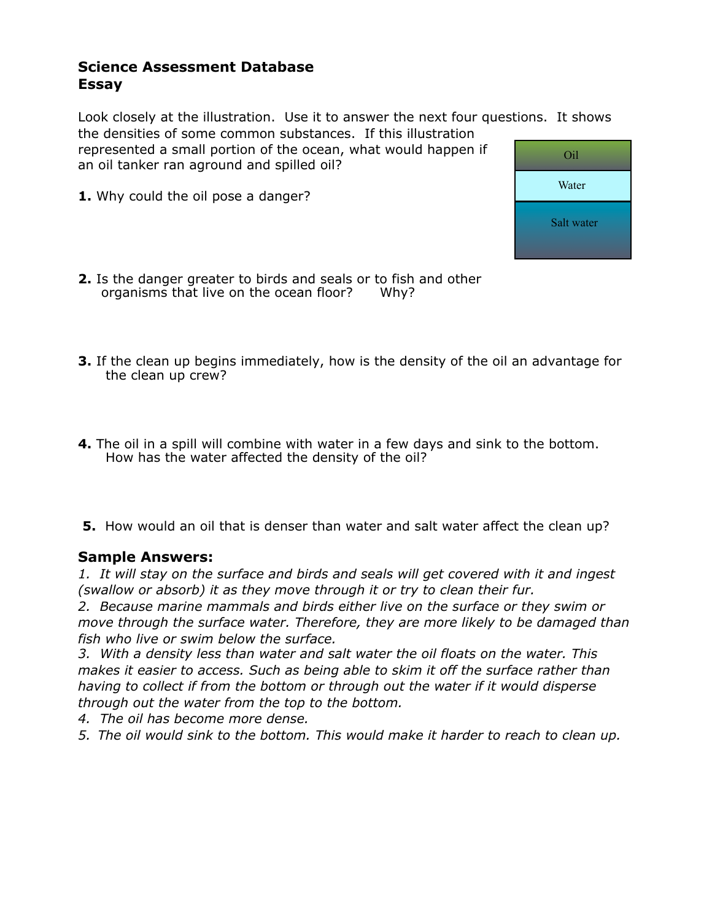**Science Assessment Database**
**Essay**

Look closely at the illustration. Use it to answer the next four questions. It shows the densities of some common substances. If this illustration represented a small portion of the ocean, what would happen if an oil tanker ran aground and spilled oil?

Oil

Water

Salt water

**1.** Why could the oil pose a danger?

**2.** Is the danger greater to birds and seals or to fish and other organisms that live on the ocean floor? Why?

**3.** If the clean up begins immediately, how is the density of the oil an advantage for the clean up crew?

**4.** The oil in a spill will combine with water in a few days and sink to the bottom. How has the water affected the density of the oil?

**5.** How would an oil that is denser than water and salt water affect the clean up?

**Sample Answers:**

*1. It will stay on the surface and birds and seals will get covered with it and ingest (swallow or absorb) it as they move through it or try to clean their fur.*
*2. Because marine mammals and birds either live on the surface or they swim or move through the surface water. Therefore, they are more likely to be damaged than fish who live or swim below the surface.*
*3. With a density less than water and salt water the oil floats on the water. This makes it easier to access. Such as being able to skim it off the surface rather than having to collect if from the bottom or through out the water if it would disperse through out the water from the top to the bottom.*
*4. The oil has become more dense.*
*5. The oil would sink to the bottom. This would make it harder to reach to clean up.*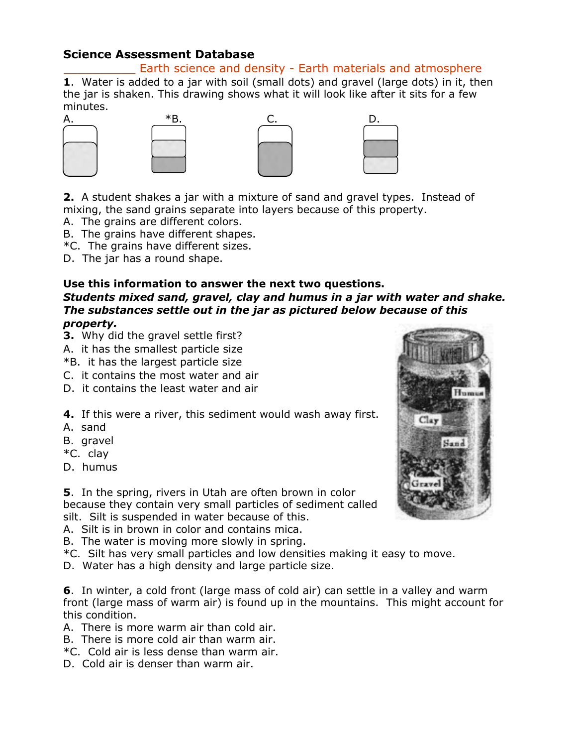**Science Assessment Database**

___________ Earth science and density - Earth materials and atmosphere

**1**. Water is added to a jar with soil (small dots) and gravel (large dots) in it, then the jar is shaken. This drawing shows what it will look like after it sits for a few minutes.

A. *B. C. D.

**2.** A student shakes a jar with a mixture of sand and gravel types. Instead of mixing, the sand grains separate into layers because of this property.

A. The grains are different colors.
B. The grains have different shapes.
*C. The grains have different sizes.
D. The jar has a round shape.

**Use this information to answer the next two questions.**

***Students mixed sand, gravel, clay and humus in a jar with water and shake. The substances settle out in the jar as pictured below because of this property.***

**3.** Why did the gravel settle first?

A. it has the smallest particle size
*B. it has the largest particle size
C. it contains the most water and air
D. it contains the least water and air

**4.** If this were a river, this sediment would wash away first.

A. sand
B. gravel
*C. clay
D. humus

**5**. In the spring, rivers in Utah are often brown in color because they contain very small particles of sediment called silt. Silt is suspended in water because of this.

A. Silt is in brown in color and contains mica.
B. The water is moving more slowly in spring.
*C. Silt has very small particles and low densities making it easy to move.
D. Water has a high density and large particle size.

**6**. In winter, a cold front (large mass of cold air) can settle in a valley and warm front (large mass of warm air) is found up in the mountains. This might account for this condition.

A. There is more warm air than cold air.
B. There is more cold air than warm air.
*C. Cold air is less dense than warm air.
D. Cold air is denser than warm air.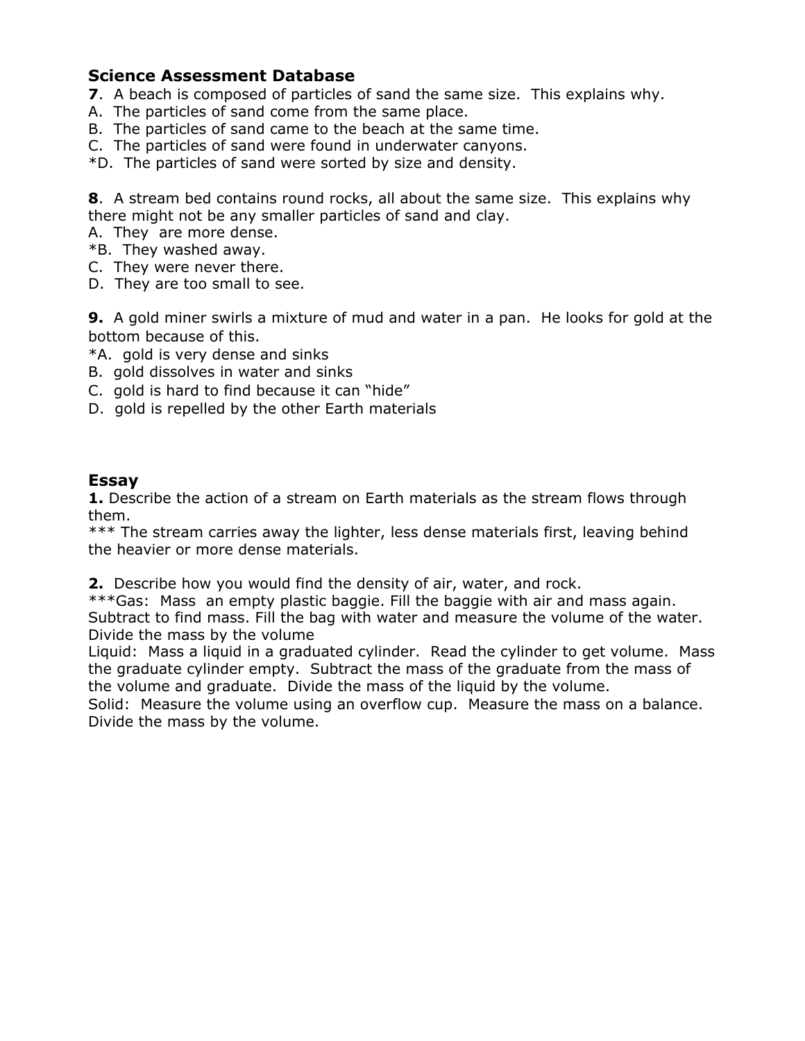## Science Assessment Database

**7**. A beach is composed of particles of sand the same size. This explains why.
A. The particles of sand come from the same place.
B. The particles of sand came to the beach at the same time.
C. The particles of sand were found in underwater canyons.
*D. The particles of sand were sorted by size and density.

**8**. A stream bed contains round rocks, all about the same size. This explains why there might not be any smaller particles of sand and clay.
A. They are more dense.
*B. They washed away.
C. They were never there.
D. They are too small to see.

**9.** A gold miner swirls a mixture of mud and water in a pan. He looks for gold at the bottom because of this.
*A. gold is very dense and sinks
B. gold dissolves in water and sinks
C. gold is hard to find because it can "hide"
D. gold is repelled by the other Earth materials

## Essay

**1.** Describe the action of a stream on Earth materials as the stream flows through them.
*** The stream carries away the lighter, less dense materials first, leaving behind the heavier or more dense materials.

**2.** Describe how you would find the density of air, water, and rock.
***Gas: Mass an empty plastic baggie. Fill the baggie with air and mass again. Subtract to find mass. Fill the bag with water and measure the volume of the water. Divide the mass by the volume
Liquid: Mass a liquid in a graduated cylinder. Read the cylinder to get volume. Mass the graduate cylinder empty. Subtract the mass of the graduate from the mass of the volume and graduate. Divide the mass of the liquid by the volume.
Solid: Measure the volume using an overflow cup. Measure the mass on a balance. Divide the mass by the volume.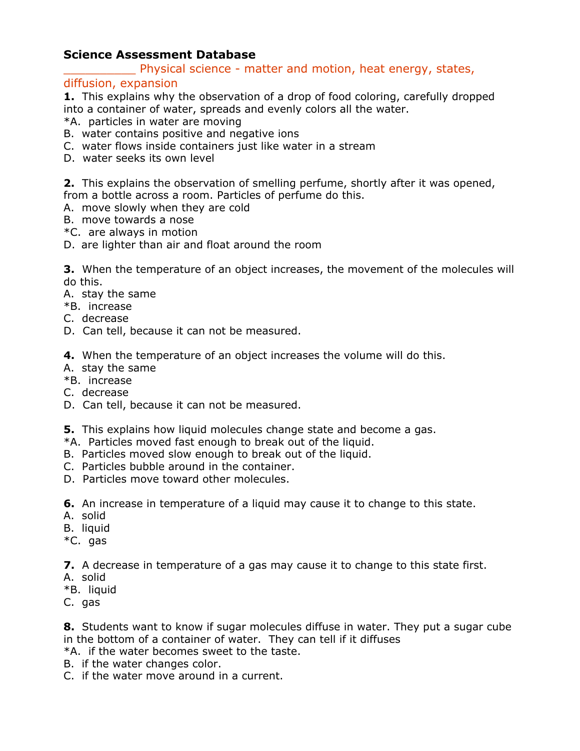## Science Assessment Database

__________ Physical science - matter and motion, heat energy, states, diffusion, expansion

**1.** This explains why the observation of a drop of food coloring, carefully dropped into a container of water, spreads and evenly colors all the water.
*A. particles in water are moving
B. water contains positive and negative ions
C. water flows inside containers just like water in a stream
D. water seeks its own level

**2.** This explains the observation of smelling perfume, shortly after it was opened, from a bottle across a room. Particles of perfume do this.
A. move slowly when they are cold
B. move towards a nose
*C. are always in motion
D. are lighter than air and float around the room

**3.** When the temperature of an object increases, the movement of the molecules will do this.
A. stay the same
*B. increase
C. decrease
D. Can tell, because it can not be measured.

**4.** When the temperature of an object increases the volume will do this.
A. stay the same
*B. increase
C. decrease
D. Can tell, because it can not be measured.

**5.** This explains how liquid molecules change state and become a gas.
*A. Particles moved fast enough to break out of the liquid.
B. Particles moved slow enough to break out of the liquid.
C. Particles bubble around in the container.
D. Particles move toward other molecules.

**6.** An increase in temperature of a liquid may cause it to change to this state.
A. solid
B. liquid
*C. gas

**7.** A decrease in temperature of a gas may cause it to change to this state first.
A. solid
*B. liquid
C. gas

**8.** Students want to know if sugar molecules diffuse in water. They put a sugar cube in the bottom of a container of water. They can tell if it diffuses
*A. if the water becomes sweet to the taste.
B. if the water changes color.
C. if the water move around in a current.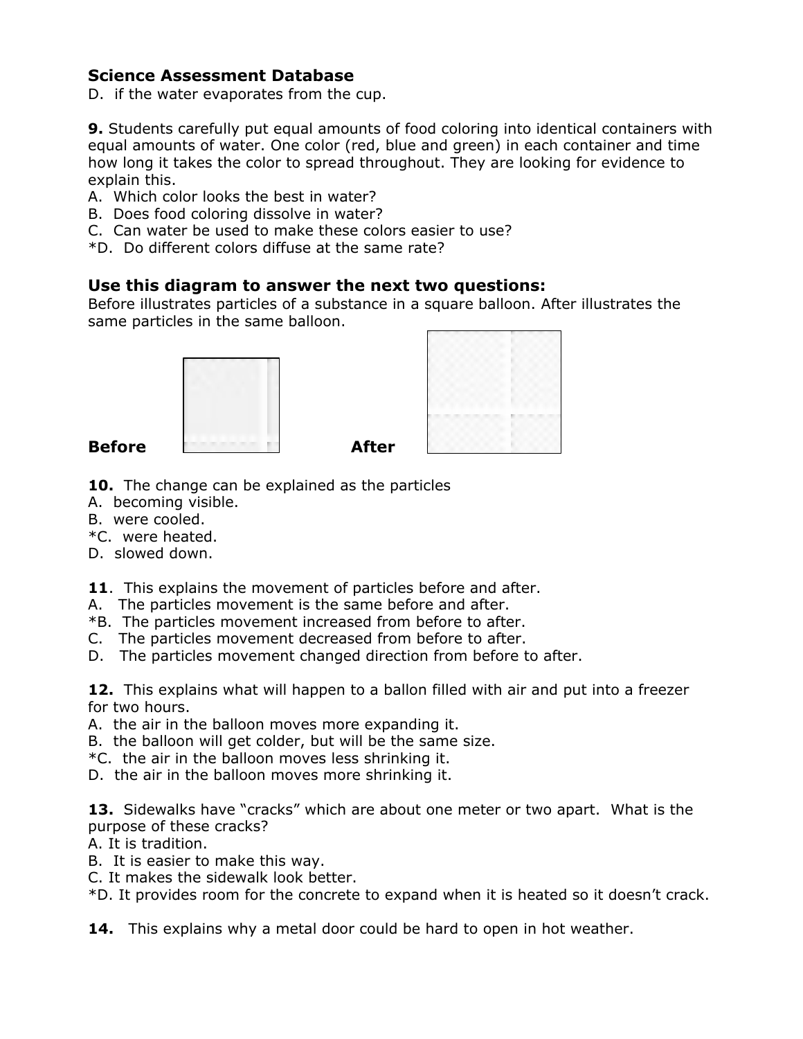**Science Assessment Database**

D. if the water evaporates from the cup.

**9.** Students carefully put equal amounts of food coloring into identical containers with equal amounts of water. One color (red, blue and green) in each container and time how long it takes the color to spread throughout. They are looking for evidence to explain this.

A. Which color looks the best in water?
B. Does food coloring dissolve in water?
C. Can water be used to make these colors easier to use?
*D. Do different colors diffuse at the same rate?

### Use this diagram to answer the next two questions:

Before illustrates particles of a substance in a square balloon. After illustrates the same particles in the same balloon.

**Before** **After**

**10.** The change can be explained as the particles

A. becoming visible.
B. were cooled.
*C. were heated.
D. slowed down.

**11**. This explains the movement of particles before and after.

A. The particles movement is the same before and after.
*B. The particles movement increased from before to after.
C. The particles movement decreased from before to after.
D. The particles movement changed direction from before to after.

**12.** This explains what will happen to a ballon filled with air and put into a freezer for two hours.

A. the air in the balloon moves more expanding it.
B. the balloon will get colder, but will be the same size.
*C. the air in the balloon moves less shrinking it.
D. the air in the balloon moves more shrinking it.

**13.** Sidewalks have "cracks" which are about one meter or two apart. What is the purpose of these cracks?

A. It is tradition.
B. It is easier to make this way.
C. It makes the sidewalk look better.
*D. It provides room for the concrete to expand when it is heated so it doesn't crack.

**14.** This explains why a metal door could be hard to open in hot weather.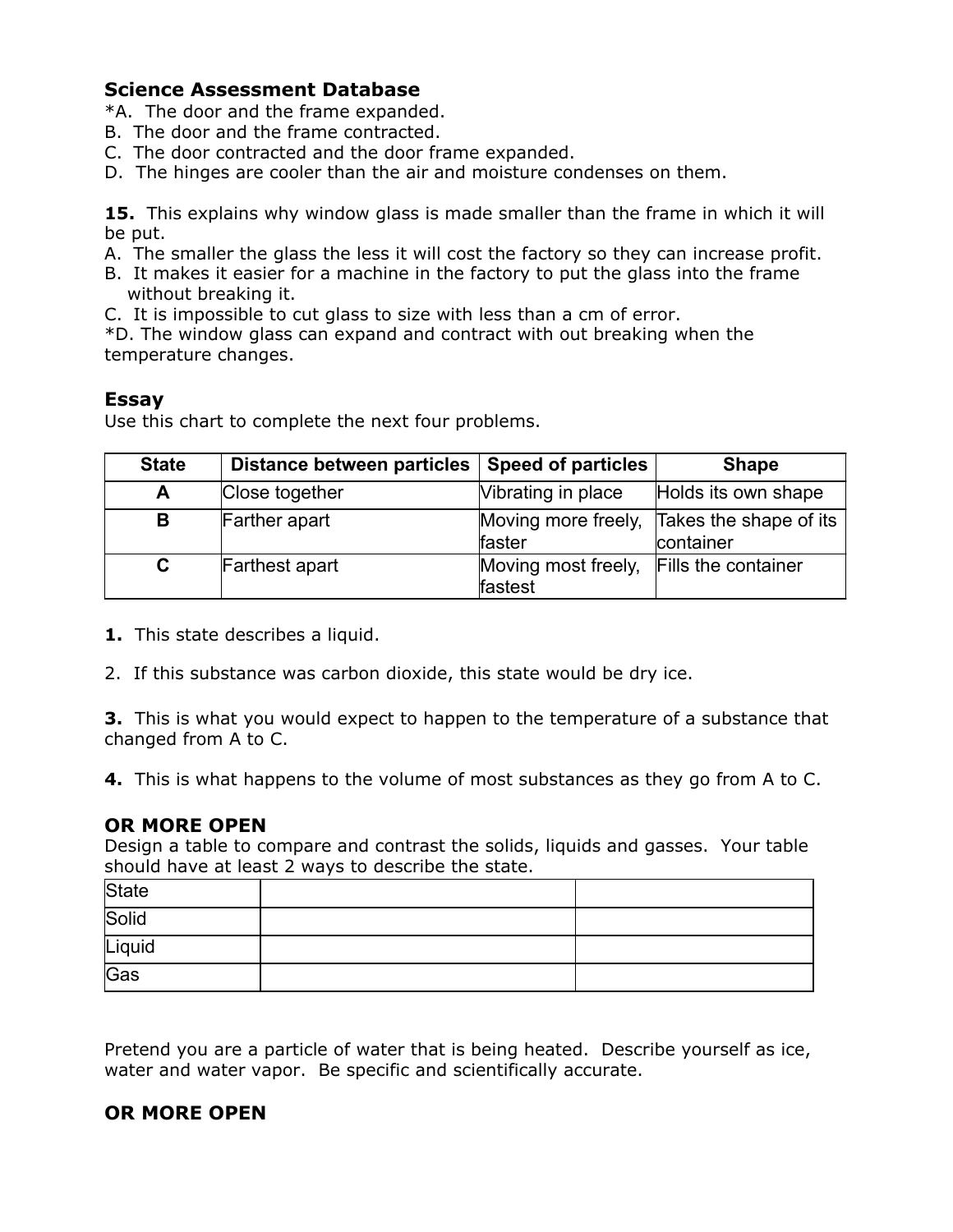**Science Assessment Database**

*A. The door and the frame expanded.
B. The door and the frame contracted.
C. The door contracted and the door frame expanded.
D. The hinges are cooler than the air and moisture condenses on them.

**15.** This explains why window glass is made smaller than the frame in which it will be put.
A. The smaller the glass the less it will cost the factory so they can increase profit.
B. It makes it easier for a machine in the factory to put the glass into the frame without breaking it.
C. It is impossible to cut glass to size with less than a cm of error.
*D. The window glass can expand and contract with out breaking when the temperature changes.

## Essay

Use this chart to complete the next four problems.

| State | Distance between particles | Speed of particles | Shape |
|---|---|---|---|
| A | Close together | Vibrating in place | Holds its own shape |
| B | Farther apart | Moving more freely, faster | Takes the shape of its container |
| C | Farthest apart | Moving most freely, fastest | Fills the container |

**1.** This state describes a liquid.

2. If this substance was carbon dioxide, this state would be dry ice.

**3.** This is what you would expect to happen to the temperature of a substance that changed from A to C.

**4.** This is what happens to the volume of most substances as they go from A to C.

## OR MORE OPEN

Design a table to compare and contrast the solids, liquids and gasses. Your table should have at least 2 ways to describe the state.

| State | | |
|---|---|---|
| Solid | | |
| Liquid | | |
| Gas | | |

Pretend you are a particle of water that is being heated. Describe yourself as ice, water and water vapor. Be specific and scientifically accurate.

## OR MORE OPEN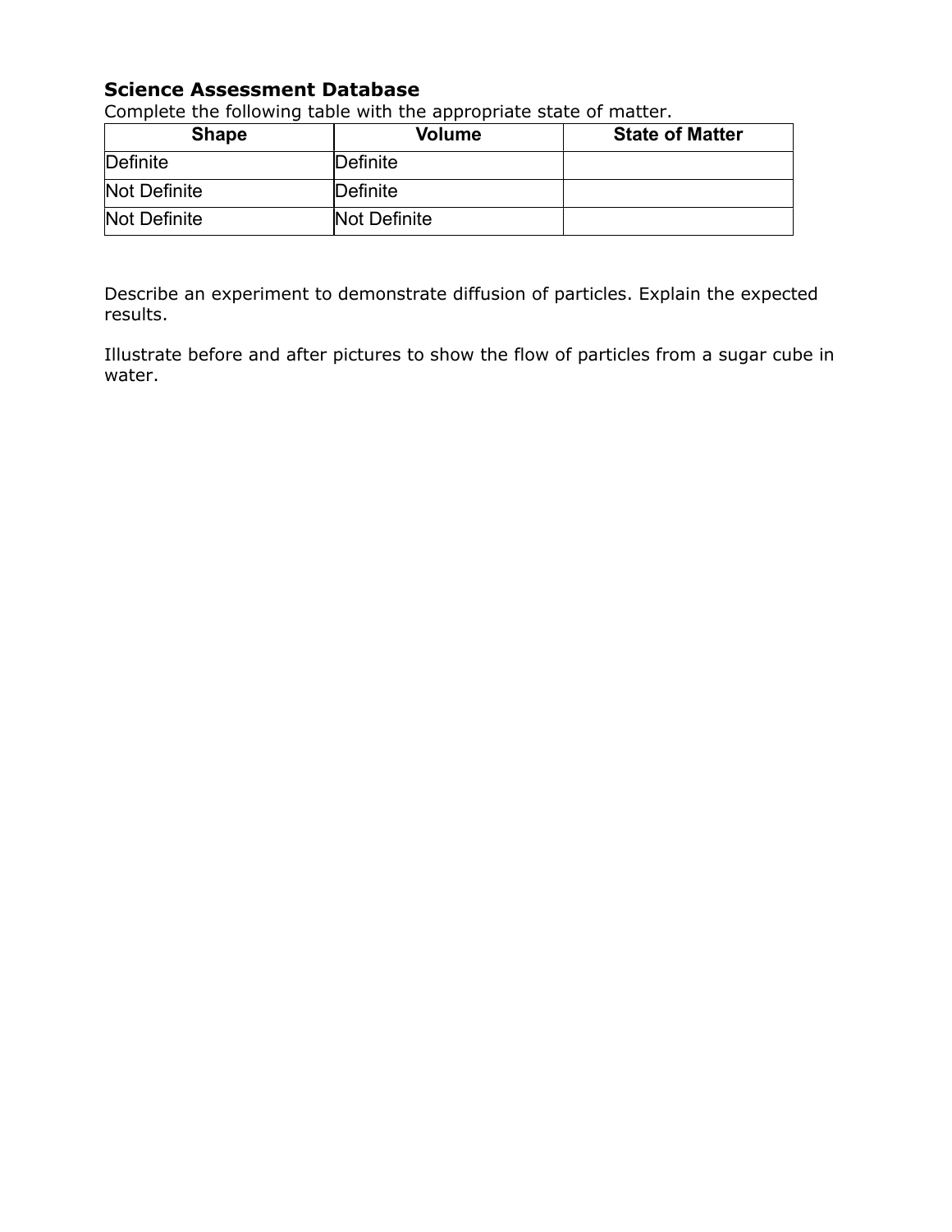**Science Assessment Database**

Complete the following table with the appropriate state of matter.

| Shape | Volume | State of Matter |
| --- | --- | --- |
| Definite | Definite | |
| Not Definite | Definite | |
| Not Definite | Not Definite | |

Describe an experiment to demonstrate diffusion of particles. Explain the expected results.

Illustrate before and after pictures to show the flow of particles from a sugar cube in water.